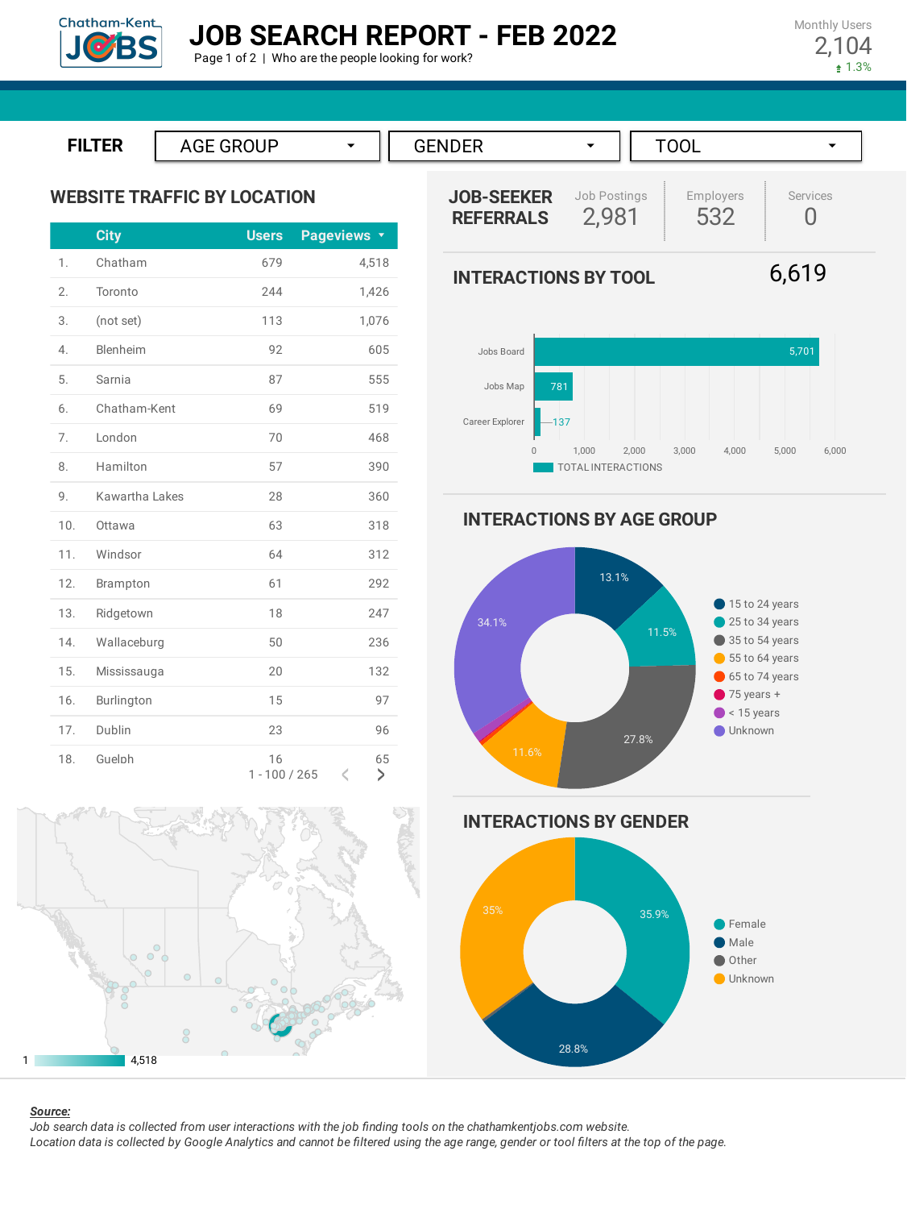# JOB SEARCH REPORT - FEB 2022

Page 1 of 2 | Who are the people looking for work?

Monthly Users
2,104
↑ 1.3%

FILTER: AGE GROUP | GENDER | TOOL

## WEBSITE TRAFFIC BY LOCATION

| | City | Users | Pageviews |
|---|---|---|---|
| 1. | Chatham | 679 | 4,518 |
| 2. | Toronto | 244 | 1,426 |
| 3. | (not set) | 113 | 1,076 |
| 4. | Blenheim | 92 | 605 |
| 5. | Sarnia | 87 | 555 |
| 6. | Chatham-Kent | 69 | 519 |
| 7. | London | 70 | 468 |
| 8. | Hamilton | 57 | 390 |
| 9. | Kawartha Lakes | 28 | 360 |
| 10. | Ottawa | 63 | 318 |
| 11. | Windsor | 64 | 312 |
| 12. | Brampton | 61 | 292 |
| 13. | Ridgetown | 18 | 247 |
| 14. | Wallaceburg | 50 | 236 |
| 15. | Mississauga | 20 | 132 |
| 16. | Burlington | 15 | 97 |
| 17. | Dublin | 23 | 96 |
| 18. | Guelph | 16 | 65 |

1 - 100 / 265

Map scale: 1 – 4,518

## JOB-SEEKER REFERRALS

| Job Postings | Employers | Services |
|---|---|---|
| 2,981 | 532 | 0 |

## INTERACTIONS BY TOOL

6,619

| Tool | Total Interactions |
|---|---|
| Jobs Board | 5,701 |
| Jobs Map | 781 |
| Career Explorer | 137 |

## INTERACTIONS BY AGE GROUP

| Age Group | Share |
|---|---|
| 15 to 24 years | 13.1% |
| 25 to 34 years | 11.5% |
| 35 to 54 years | 27.8% |
| 55 to 64 years | 11.6% |
| Unknown | 34.1% |

Other categories shown in legend: 65 to 74 years, 75 years +, < 15 years

## INTERACTIONS BY GENDER

| Gender | Share |
|---|---|
| Female | 35.9% |
| Male | 28.8% |
| Unknown | 35% |

Other category shown in legend: Other

***Source:***

*Job search data is collected from user interactions with the job finding tools on the chathamkentjobs.com website.*
*Location data is collected by Google Analytics and cannot be filtered using the age range, gender or tool filters at the top of the page.*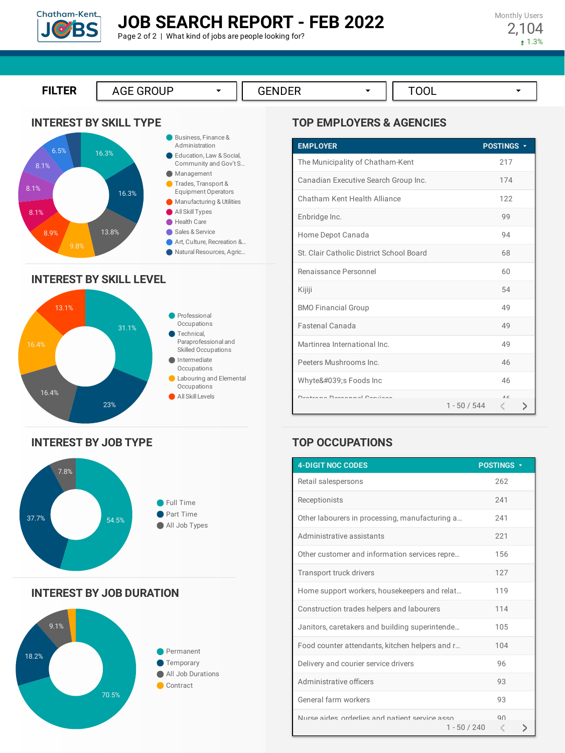# JOB SEARCH REPORT - FEB 2022

Page 2 of 2 | What kind of jobs are people looking for?

Monthly Users
2,104
1.3%

FILTER: AGE GROUP | GENDER | TOOL

## INTEREST BY SKILL TYPE

16.3%
16.3%
13.8%
9.8%
8.9%
8.1%
8.1%
8.1%
6.5%

- Business, Finance & Administration
- Education, Law & Social, Community and Gov't S...
- Management
- Trades, Transport & Equipment Operators
- Manufacturing & Utilities
- All Skill Types
- Health Care
- Sales & Service
- Art, Culture, Recreation &...
- Natural Resources, Agric...

## INTEREST BY SKILL LEVEL

31.1%
23%
16.4%
16.4%
13.1%

- Professional Occupations
- Technical, Paraprofessional and Skilled Occupations
- Intermediate Occupations
- Labouring and Elemental Occupations
- All Skill Levels

## INTEREST BY JOB TYPE

54.5%
37.7%
7.8%

- Full Time
- Part Time
- All Job Types

## INTEREST BY JOB DURATION

70.5%
18.2%
9.1%

- Permanent
- Temporary
- All Job Durations
- Contract

## TOP EMPLOYERS & AGENCIES

| EMPLOYER | POSTINGS |
|---|---|
| The Municipality of Chatham-Kent | 217 |
| Canadian Executive Search Group Inc. | 174 |
| Chatham Kent Health Alliance | 122 |
| Enbridge Inc. | 99 |
| Home Depot Canada | 94 |
| St. Clair Catholic District School Board | 68 |
| Renaissance Personnel | 60 |
| Kijiji | 54 |
| BMO Financial Group | 49 |
| Fastenal Canada | 49 |
| Martinrea International Inc. | 49 |
| Peeters Mushrooms Inc. | 46 |
| Whyte&#039;s Foods Inc | 46 |

1 - 50 / 544

## TOP OCCUPATIONS

| 4-DIGIT NOC CODES | POSTINGS |
|---|---|
| Retail salespersons | 262 |
| Receptionists | 241 |
| Other labourers in processing, manufacturing a... | 241 |
| Administrative assistants | 221 |
| Other customer and information services repre... | 156 |
| Transport truck drivers | 127 |
| Home support workers, housekeepers and relat... | 119 |
| Construction trades helpers and labourers | 114 |
| Janitors, caretakers and building superintende... | 105 |
| Food counter attendants, kitchen helpers and r... | 104 |
| Delivery and courier service drivers | 96 |
| Administrative officers | 93 |
| General farm workers | 93 |
| Nurse aides, orderlies and patient service asso... | 90 |

1 - 50 / 240